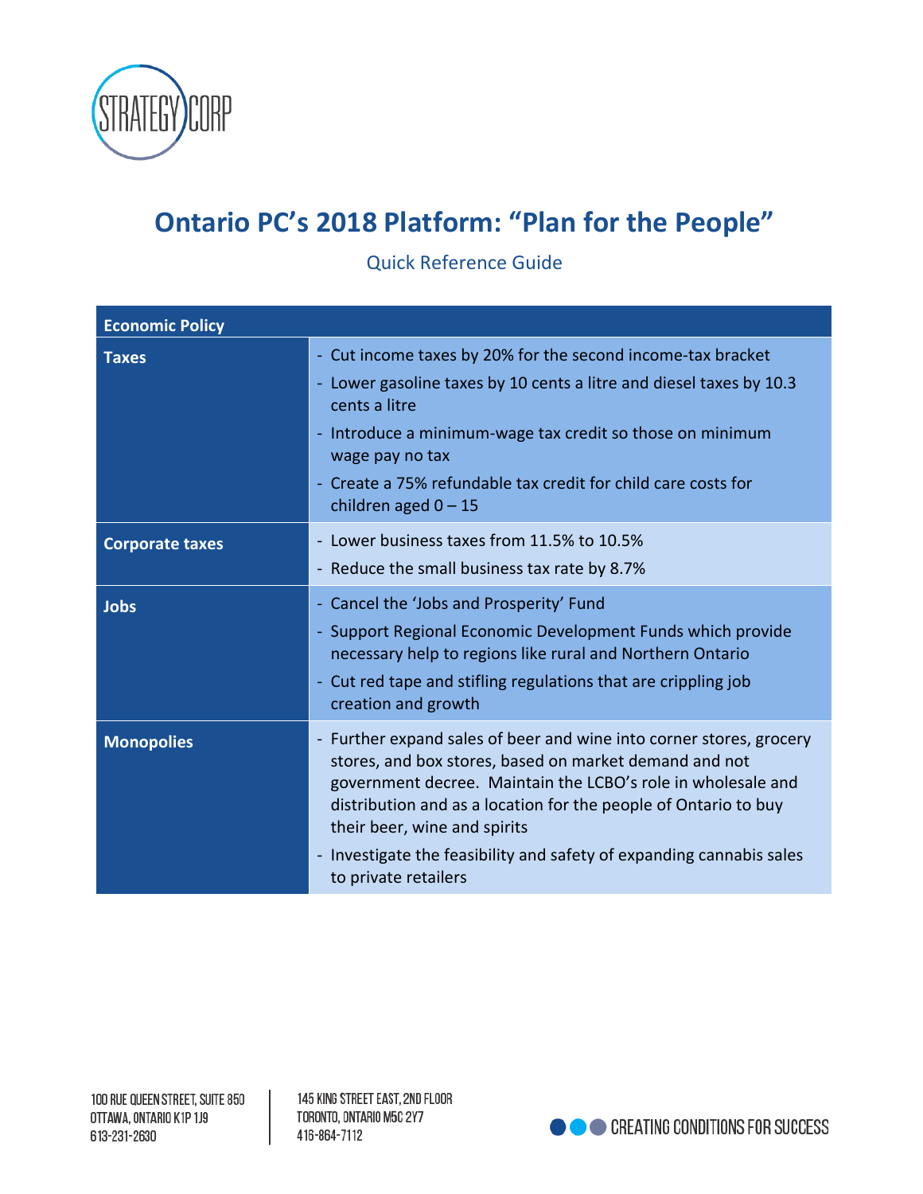# Ontario PC's 2018 Platform: "Plan for the People"

Quick Reference Guide

| Economic Policy | |
|---|---|
| **Taxes** | - Cut income taxes by 20% for the second income-tax bracket<br>- Lower gasoline taxes by 10 cents a litre and diesel taxes by 10.3 cents a litre<br>- Introduce a minimum-wage tax credit so those on minimum wage pay no tax<br>- Create a 75% refundable tax credit for child care costs for children aged 0 – 15 |
| **Corporate taxes** | - Lower business taxes from 11.5% to 10.5%<br>- Reduce the small business tax rate by 8.7% |
| **Jobs** | - Cancel the 'Jobs and Prosperity' Fund<br>- Support Regional Economic Development Funds which provide necessary help to regions like rural and Northern Ontario<br>- Cut red tape and stifling regulations that are crippling job creation and growth |
| **Monopolies** | - Further expand sales of beer and wine into corner stores, grocery stores, and box stores, based on market demand and not government decree. Maintain the LCBO's role in wholesale and distribution and as a location for the people of Ontario to buy their beer, wine and spirits<br>- Investigate the feasibility and safety of expanding cannabis sales to private retailers |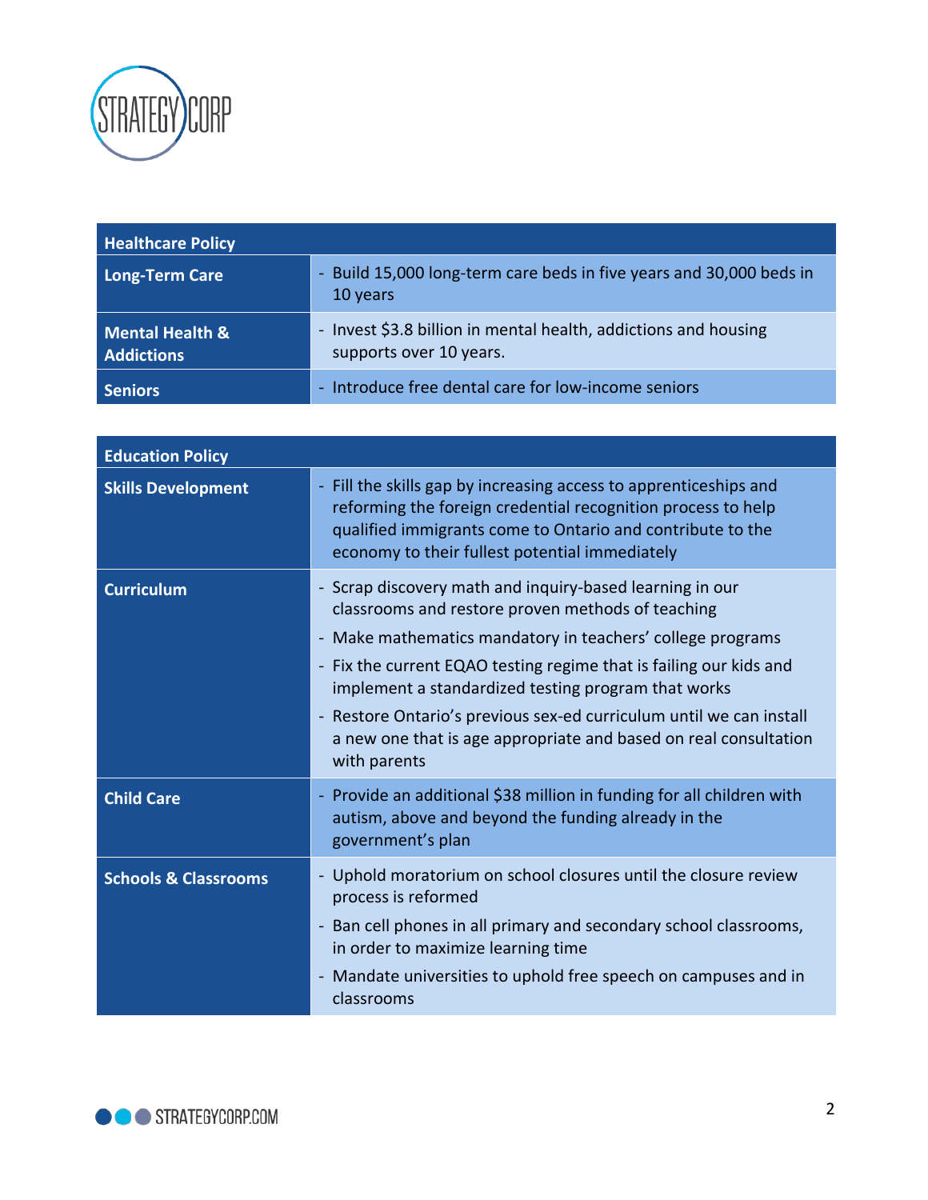| Healthcare Policy | |
|---|---|
| **Long-Term Care** | - Build 15,000 long-term care beds in five years and 30,000 beds in 10 years |
| **Mental Health & Addictions** | - Invest $3.8 billion in mental health, addictions and housing supports over 10 years. |
| **Seniors** | - Introduce free dental care for low-income seniors |

| Education Policy | |
|---|---|
| **Skills Development** | - Fill the skills gap by increasing access to apprenticeships and reforming the foreign credential recognition process to help qualified immigrants come to Ontario and contribute to the economy to their fullest potential immediately |
| **Curriculum** | - Scrap discovery math and inquiry-based learning in our classrooms and restore proven methods of teaching<br>- Make mathematics mandatory in teachers' college programs<br>- Fix the current EQAO testing regime that is failing our kids and implement a standardized testing program that works<br>- Restore Ontario's previous sex-ed curriculum until we can install a new one that is age appropriate and based on real consultation with parents |
| **Child Care** | - Provide an additional $38 million in funding for all children with autism, above and beyond the funding already in the government's plan |
| **Schools & Classrooms** | - Uphold moratorium on school closures until the closure review process is reformed<br>- Ban cell phones in all primary and secondary school classrooms, in order to maximize learning time<br>- Mandate universities to uphold free speech on campuses and in classrooms |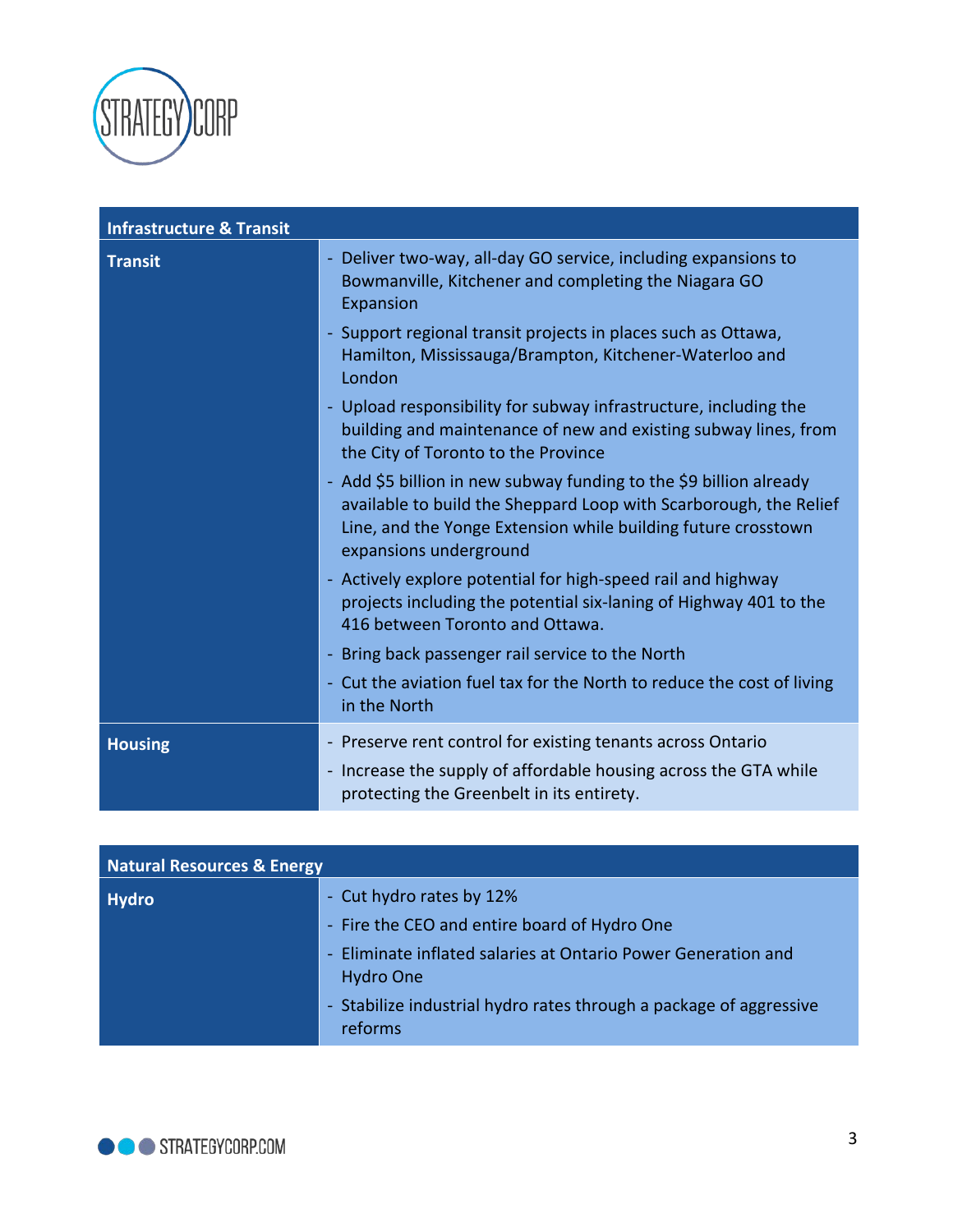| Infrastructure & Transit | |
|---|---|
| **Transit** | - Deliver two-way, all-day GO service, including expansions to Bowmanville, Kitchener and completing the Niagara GO Expansion<br>- Support regional transit projects in places such as Ottawa, Hamilton, Mississauga/Brampton, Kitchener-Waterloo and London<br>- Upload responsibility for subway infrastructure, including the building and maintenance of new and existing subway lines, from the City of Toronto to the Province<br>- Add $5 billion in new subway funding to the $9 billion already available to build the Sheppard Loop with Scarborough, the Relief Line, and the Yonge Extension while building future crosstown expansions underground<br>- Actively explore potential for high-speed rail and highway projects including the potential six-laning of Highway 401 to the 416 between Toronto and Ottawa.<br>- Bring back passenger rail service to the North<br>- Cut the aviation fuel tax for the North to reduce the cost of living in the North |
| **Housing** | - Preserve rent control for existing tenants across Ontario<br>- Increase the supply of affordable housing across the GTA while protecting the Greenbelt in its entirety. |

| Natural Resources & Energy | |
|---|---|
| **Hydro** | - Cut hydro rates by 12%<br>- Fire the CEO and entire board of Hydro One<br>- Eliminate inflated salaries at Ontario Power Generation and Hydro One<br>- Stabilize industrial hydro rates through a package of aggressive reforms |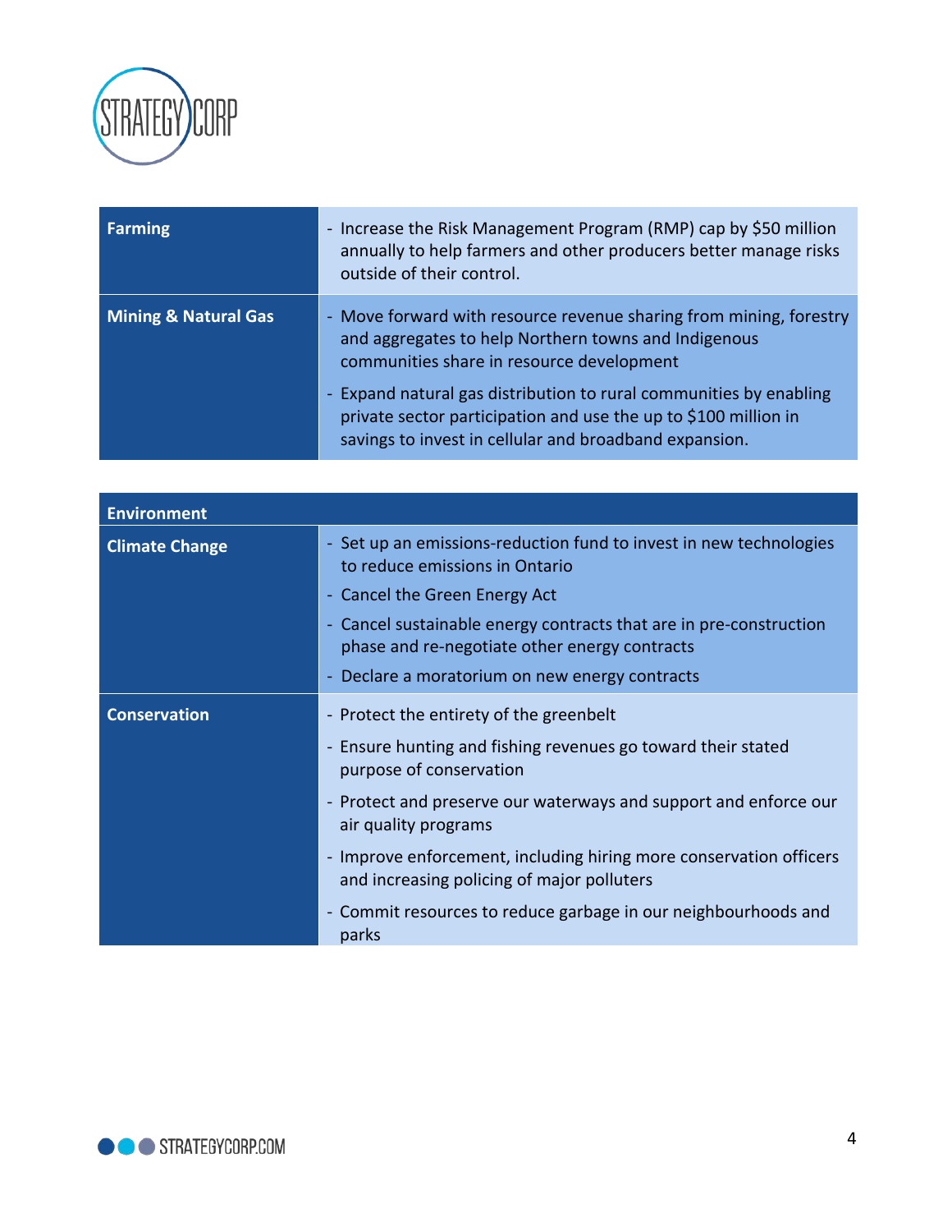| | |
|---|---|
| **Farming** | - Increase the Risk Management Program (RMP) cap by $50 million annually to help farmers and other producers better manage risks outside of their control. |
| **Mining & Natural Gas** | - Move forward with resource revenue sharing from mining, forestry and aggregates to help Northern towns and Indigenous communities share in resource development<br>- Expand natural gas distribution to rural communities by enabling private sector participation and use the up to $100 million in savings to invest in cellular and broadband expansion. |

| **Environment** | |
|---|---|
| **Climate Change** | - Set up an emissions-reduction fund to invest in new technologies to reduce emissions in Ontario<br>- Cancel the Green Energy Act<br>- Cancel sustainable energy contracts that are in pre-construction phase and re-negotiate other energy contracts<br>- Declare a moratorium on new energy contracts |
| **Conservation** | - Protect the entirety of the greenbelt<br>- Ensure hunting and fishing revenues go toward their stated purpose of conservation<br>- Protect and preserve our waterways and support and enforce our air quality programs<br>- Improve enforcement, including hiring more conservation officers and increasing policing of major polluters<br>- Commit resources to reduce garbage in our neighbourhoods and parks |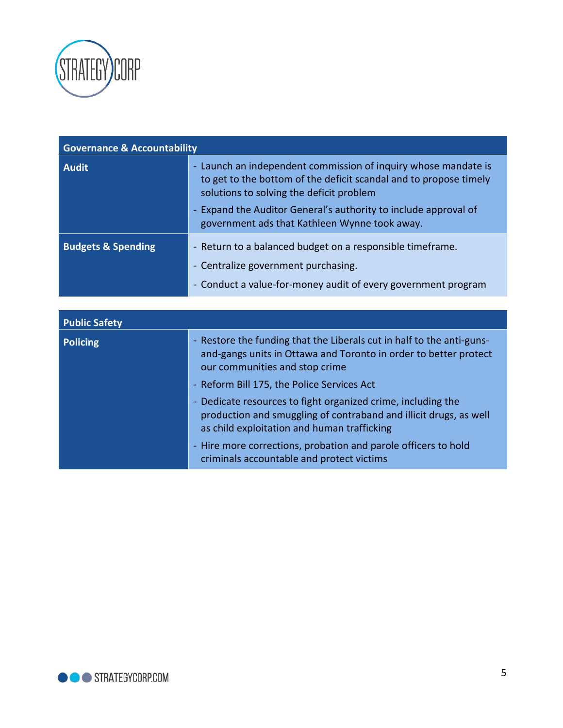| Governance & Accountability | |
|---|---|
| **Audit** | - Launch an independent commission of inquiry whose mandate is to get to the bottom of the deficit scandal and to propose timely solutions to solving the deficit problem<br>- Expand the Auditor General's authority to include approval of government ads that Kathleen Wynne took away. |
| **Budgets & Spending** | - Return to a balanced budget on a responsible timeframe.<br>- Centralize government purchasing.<br>- Conduct a value-for-money audit of every government program |

| Public Safety | |
|---|---|
| **Policing** | - Restore the funding that the Liberals cut in half to the anti-guns-and-gangs units in Ottawa and Toronto in order to better protect our communities and stop crime<br>- Reform Bill 175, the Police Services Act<br>- Dedicate resources to fight organized crime, including the production and smuggling of contraband and illicit drugs, as well as child exploitation and human trafficking<br>- Hire more corrections, probation and parole officers to hold criminals accountable and protect victims |